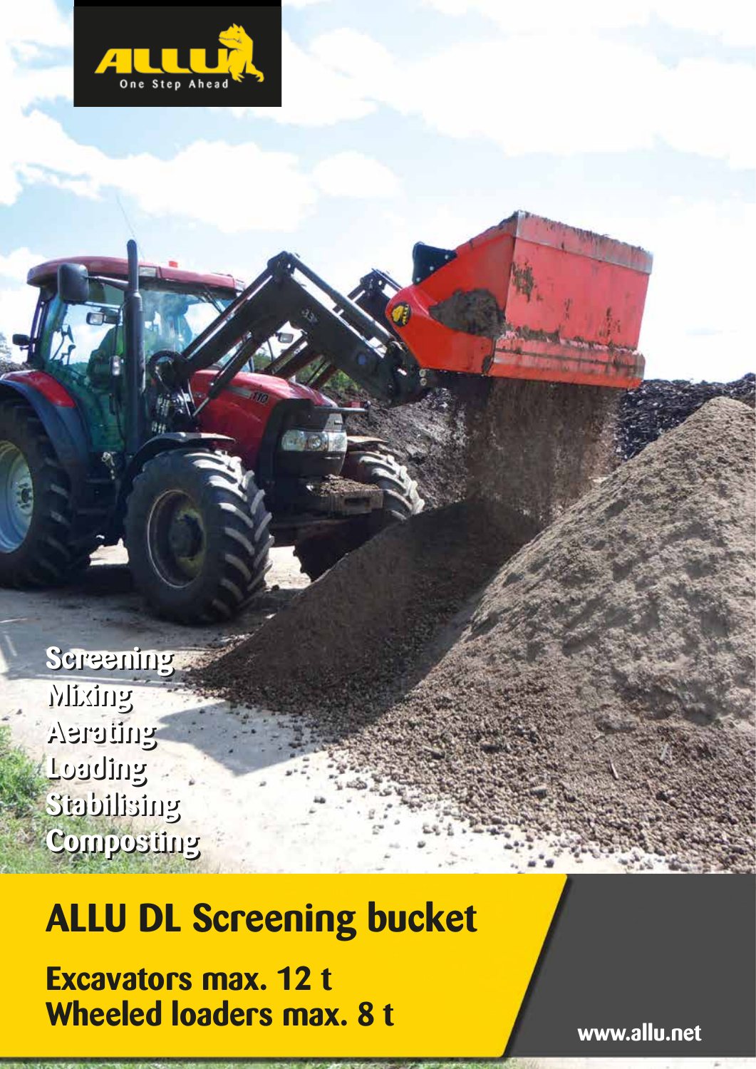ALLU
One Step Ahead

Screening
Mixing
Aerating
Loading
Stabilising
Composting

# ALLU DL Screening bucket

## Excavators max. 12 t
## Wheeled loaders max. 8 t

www.allu.net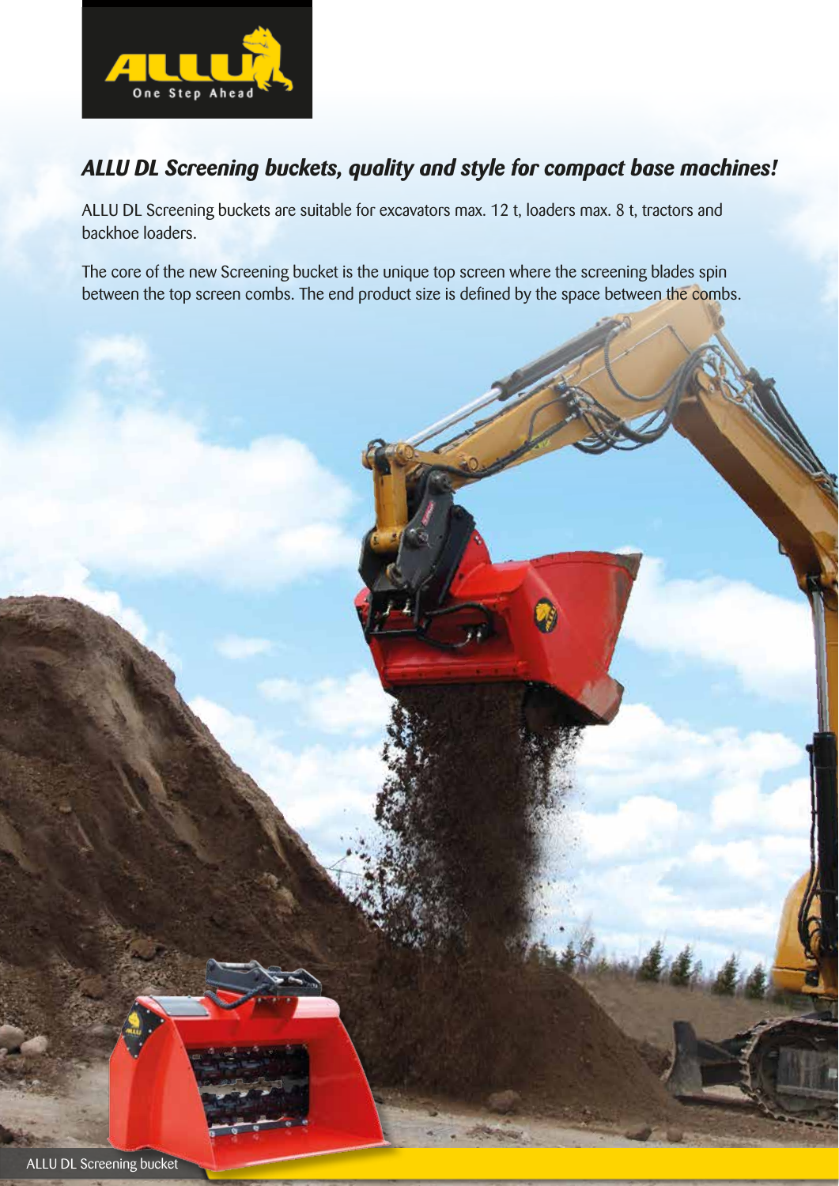## *ALLU DL Screening buckets, quality and style for compact base machines!*

ALLU DL Screening buckets are suitable for excavators max. 12 t, loaders max. 8 t, tractors and backhoe loaders.

The core of the new Screening bucket is the unique top screen where the screening blades spin between the top screen combs. The end product size is defined by the space between the combs.

ALLU DL Screening bucket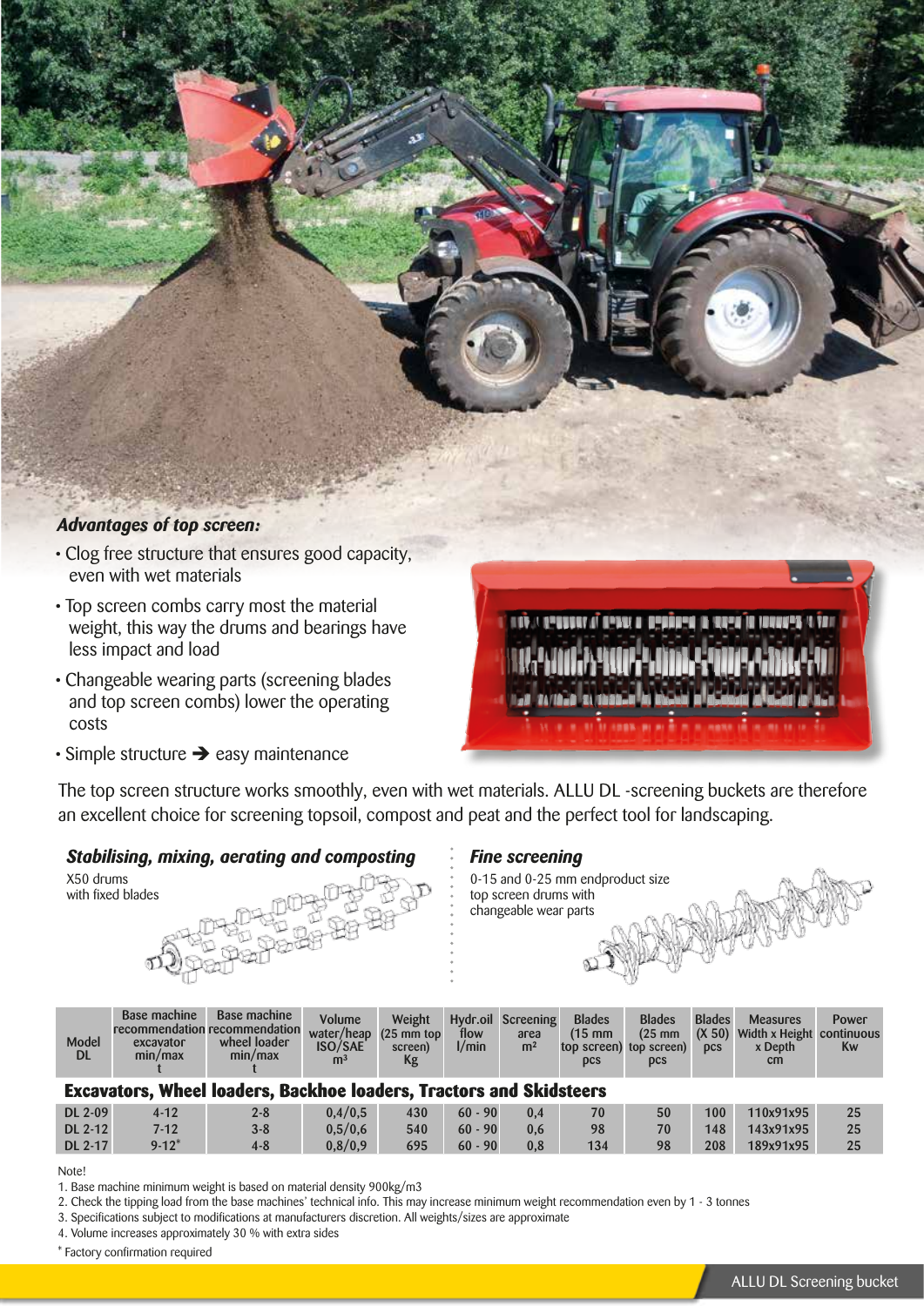### *Advantages of top screen:*

- Clog free structure that ensures good capacity, even with wet materials
- Top screen combs carry most the material weight, this way the drums and bearings have less impact and load
- Changeable wearing parts (screening blades and top screen combs) lower the operating costs
- Simple structure ➔ easy maintenance

The top screen structure works smoothly, even with wet materials. ALLU DL -screening buckets are therefore an excellent choice for screening topsoil, compost and peat and the perfect tool for landscaping.

### *Stabilising, mixing, aerating and composting*

X50 drums
with fixed blades

### *Fine screening*

0-15 and 0-25 mm endproduct size
top screen drums with
changeable wear parts

| Model DL | Base machine recommendation excavator min/max t | Base machine recommendation wheel loader min/max t | Volume water/heap ISO/SAE m³ | Weight (25 mm top screen) Kg | Hydr.oil flow l/min | Screening area m² | Blades (15 mm top screen) pcs | Blades (25 mm top screen) pcs | Blades (X 50) pcs | Measures Width x Height x Depth cm | Power continuous Kw |
|---|---|---|---|---|---|---|---|---|---|---|---|
| **Excavators, Wheel loaders, Backhoe loaders, Tractors and Skidsteers** | | | | | | | | | | | |
| DL 2-09 | 4-12 | 2-8 | 0,4/0,5 | 430 | 60 - 90 | 0,4 | 70 | 50 | 100 | 110x91x95 | 25 |
| DL 2-12 | 7-12 | 3-8 | 0,5/0,6 | 540 | 60 - 90 | 0,6 | 98 | 70 | 148 | 143x91x95 | 25 |
| DL 2-17 | 9-12* | 4-8 | 0,8/0,9 | 695 | 60 - 90 | 0,8 | 134 | 98 | 208 | 189x91x95 | 25 |

Note!

1. Base machine minimum weight is based on material density 900kg/m3
2. Check the tipping load from the base machines' technical info. This may increase minimum weight recommendation even by 1 - 3 tonnes
3. Specifications subject to modifications at manufacturers discretion. All weights/sizes are approximate
4. Volume increases approximately 30 % with extra sides

* Factory confirmation required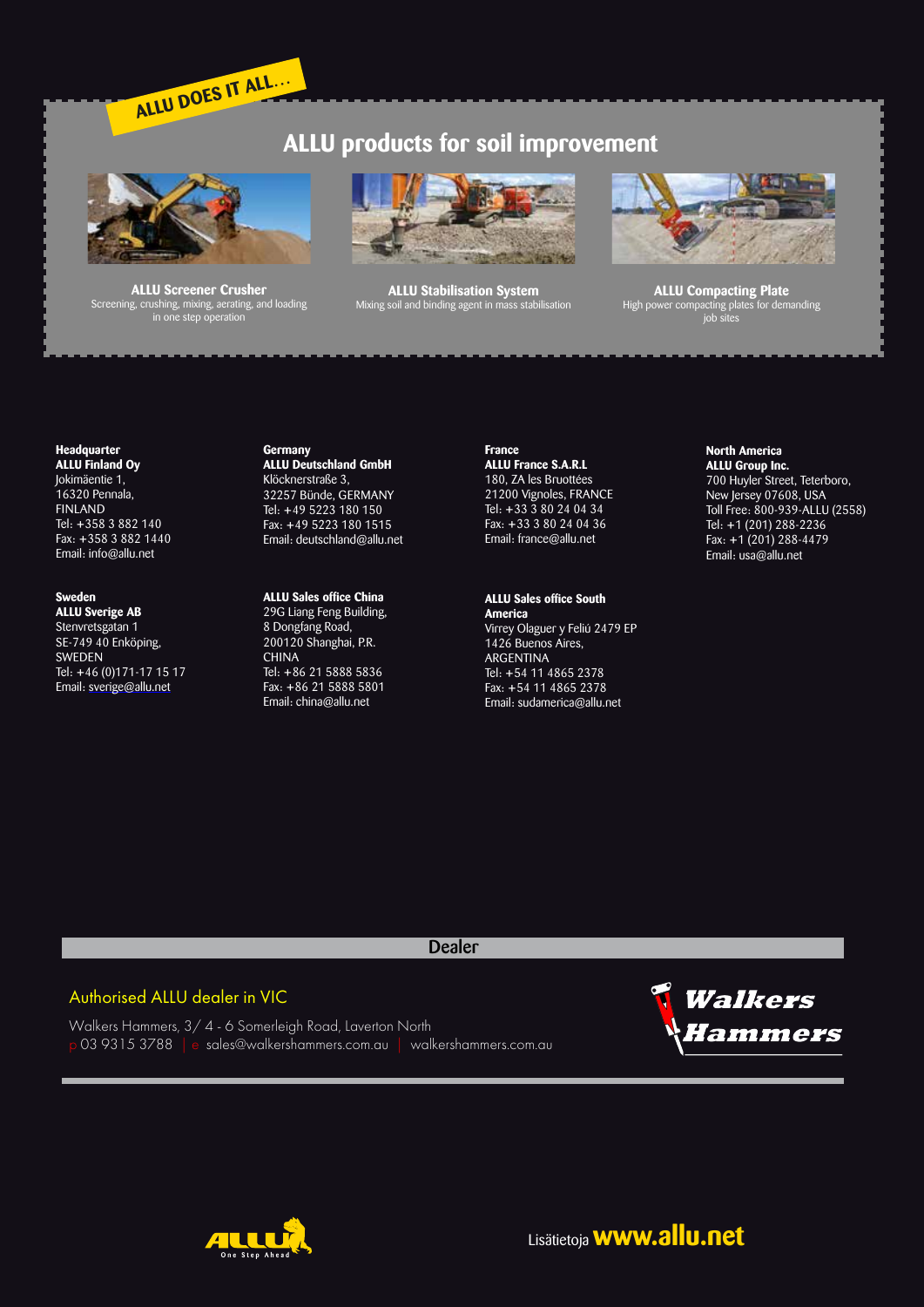ALLU DOES IT ALL...

## ALLU products for soil improvement

**ALLU Screener Crusher**
Screening, crushing, mixing, aerating, and loading in one step operation

**ALLU Stabilisation System**
Mixing soil and binding agent in mass stabilisation

**ALLU Compacting Plate**
High power compacting plates for demanding job sites

**Headquarter**
**ALLU Finland Oy**
Jokimäentie 1,
16320 Pennala,
FINLAND
Tel: +358 3 882 140
Fax: +358 3 882 1440
Email: info@allu.net

**Germany**
**ALLU Deutschland GmbH**
Klöcknerstraße 3,
32257 Bünde, GERMANY
Tel: +49 5223 180 150
Fax: +49 5223 180 1515
Email: deutschland@allu.net

**France**
**ALLU France S.A.R.L**
180, ZA les Bruottées
21200 Vignoles, FRANCE
Tel: +33 3 80 24 04 34
Fax: +33 3 80 24 04 36
Email: france@allu.net

**North America**
**ALLU Group Inc.**
700 Huyler Street, Teterboro,
New Jersey 07608, USA
Toll Free: 800-939-ALLU (2558)
Tel: +1 (201) 288-2236
Fax: +1 (201) 288-4479
Email: usa@allu.net

**Sweden**
**ALLU Sverige AB**
Stenvretsgatan 1
SE-749 40 Enköping,
SWEDEN
Tel: +46 (0)171-17 15 17
Email: sverige@allu.net

**ALLU Sales office China**
29G Liang Feng Building,
8 Dongfang Road,
200120 Shanghai, P.R.
CHINA
Tel: +86 21 5888 5836
Fax: +86 21 5888 5801
Email: china@allu.net

**ALLU Sales office South America**
Virrey Olaguer y Feliú 2479 EP
1426 Buenos Aires,
ARGENTINA
Tel: +54 11 4865 2378
Fax: +54 11 4865 2378
Email: sudamerica@allu.net

**Dealer**

Authorised ALLU dealer in VIC

Walkers Hammers, 3/ 4 - 6 Somerleigh Road, Laverton North
p 03 9315 3788 | e sales@walkershammers.com.au | walkershammers.com.au

Walkers Hammers

ALLU One Step Ahead

Lisätietoja **www.allu.net**